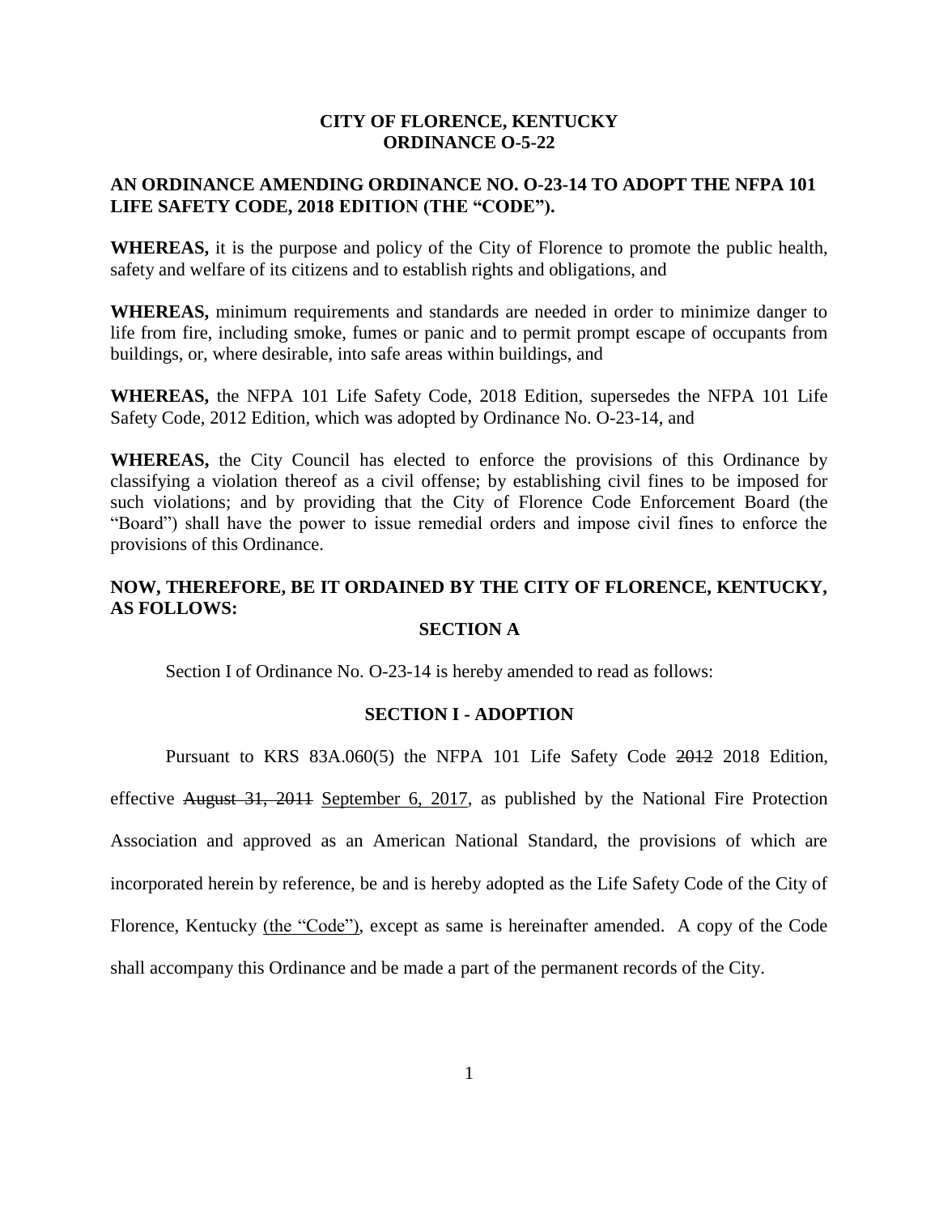**CITY OF FLORENCE, KENTUCKY**
**ORDINANCE O-5-22**

**AN ORDINANCE AMENDING ORDINANCE NO. O-23-14 TO ADOPT THE NFPA 101 LIFE SAFETY CODE, 2018 EDITION (THE "CODE").**

**WHEREAS,** it is the purpose and policy of the City of Florence to promote the public health, safety and welfare of its citizens and to establish rights and obligations, and

**WHEREAS,** minimum requirements and standards are needed in order to minimize danger to life from fire, including smoke, fumes or panic and to permit prompt escape of occupants from buildings, or, where desirable, into safe areas within buildings, and

**WHEREAS,** the NFPA 101 Life Safety Code, 2018 Edition, supersedes the NFPA 101 Life Safety Code, 2012 Edition, which was adopted by Ordinance No. O-23-14, and

**WHEREAS,** the City Council has elected to enforce the provisions of this Ordinance by classifying a violation thereof as a civil offense; by establishing civil fines to be imposed for such violations; and by providing that the City of Florence Code Enforcement Board (the "Board") shall have the power to issue remedial orders and impose civil fines to enforce the provisions of this Ordinance.

**NOW, THEREFORE, BE IT ORDAINED BY THE CITY OF FLORENCE, KENTUCKY, AS FOLLOWS:**

**SECTION A**

Section I of Ordinance No. O-23-14 is hereby amended to read as follows:

**SECTION I - ADOPTION**

Pursuant to KRS 83A.060(5) the NFPA 101 Life Safety Code ~~2012~~ 2018 Edition, effective ~~August 31, 2011~~ <u>September 6, 2017</u>, as published by the National Fire Protection Association and approved as an American National Standard, the provisions of which are incorporated herein by reference, be and is hereby adopted as the Life Safety Code of the City of Florence, Kentucky <u>(the "Code")</u>, except as same is hereinafter amended. A copy of the Code shall accompany this Ordinance and be made a part of the permanent records of the City.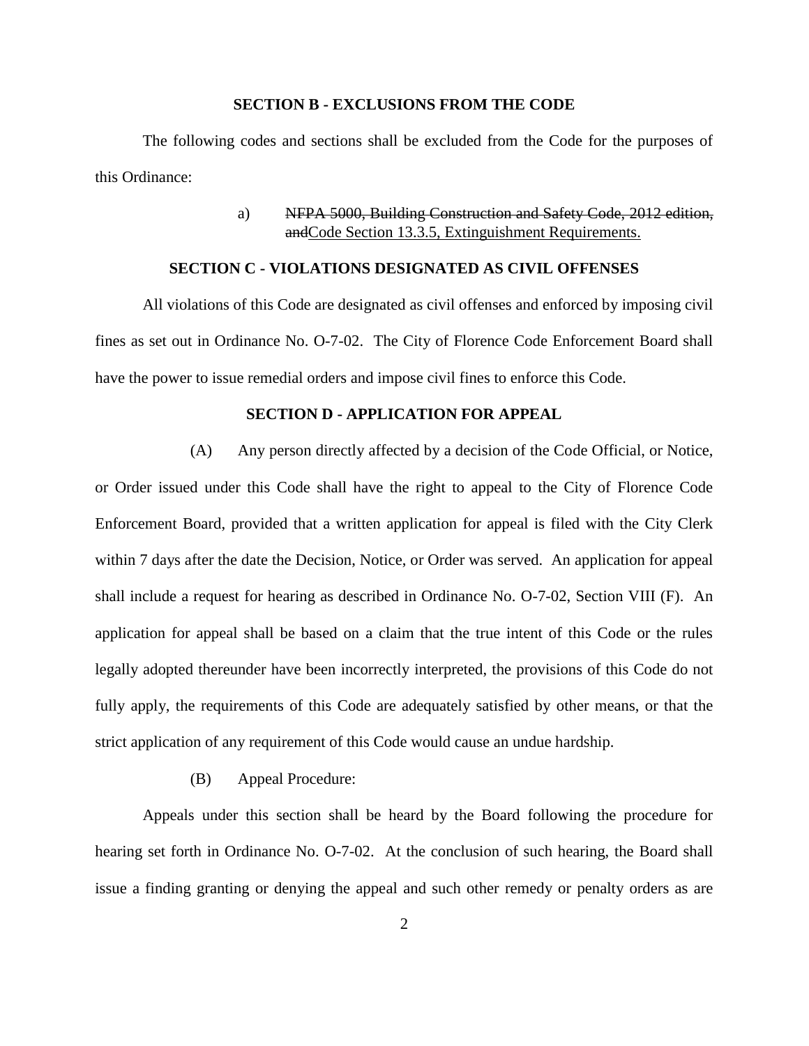### SECTION B - EXCLUSIONS FROM THE CODE

The following codes and sections shall be excluded from the Code for the purposes of this Ordinance:

a) ~~NFPA 5000, Building Construction and Safety Code, 2012 edition, and~~<u>Code Section 13.3.5, Extinguishment Requirements.</u>

### SECTION C - VIOLATIONS DESIGNATED AS CIVIL OFFENSES

All violations of this Code are designated as civil offenses and enforced by imposing civil fines as set out in Ordinance No. O-7-02. The City of Florence Code Enforcement Board shall have the power to issue remedial orders and impose civil fines to enforce this Code.

### SECTION D - APPLICATION FOR APPEAL

(A) Any person directly affected by a decision of the Code Official, or Notice, or Order issued under this Code shall have the right to appeal to the City of Florence Code Enforcement Board, provided that a written application for appeal is filed with the City Clerk within 7 days after the date the Decision, Notice, or Order was served. An application for appeal shall include a request for hearing as described in Ordinance No. O-7-02, Section VIII (F). An application for appeal shall be based on a claim that the true intent of this Code or the rules legally adopted thereunder have been incorrectly interpreted, the provisions of this Code do not fully apply, the requirements of this Code are adequately satisfied by other means, or that the strict application of any requirement of this Code would cause an undue hardship.

(B) Appeal Procedure:

Appeals under this section shall be heard by the Board following the procedure for hearing set forth in Ordinance No. O-7-02. At the conclusion of such hearing, the Board shall issue a finding granting or denying the appeal and such other remedy or penalty orders as are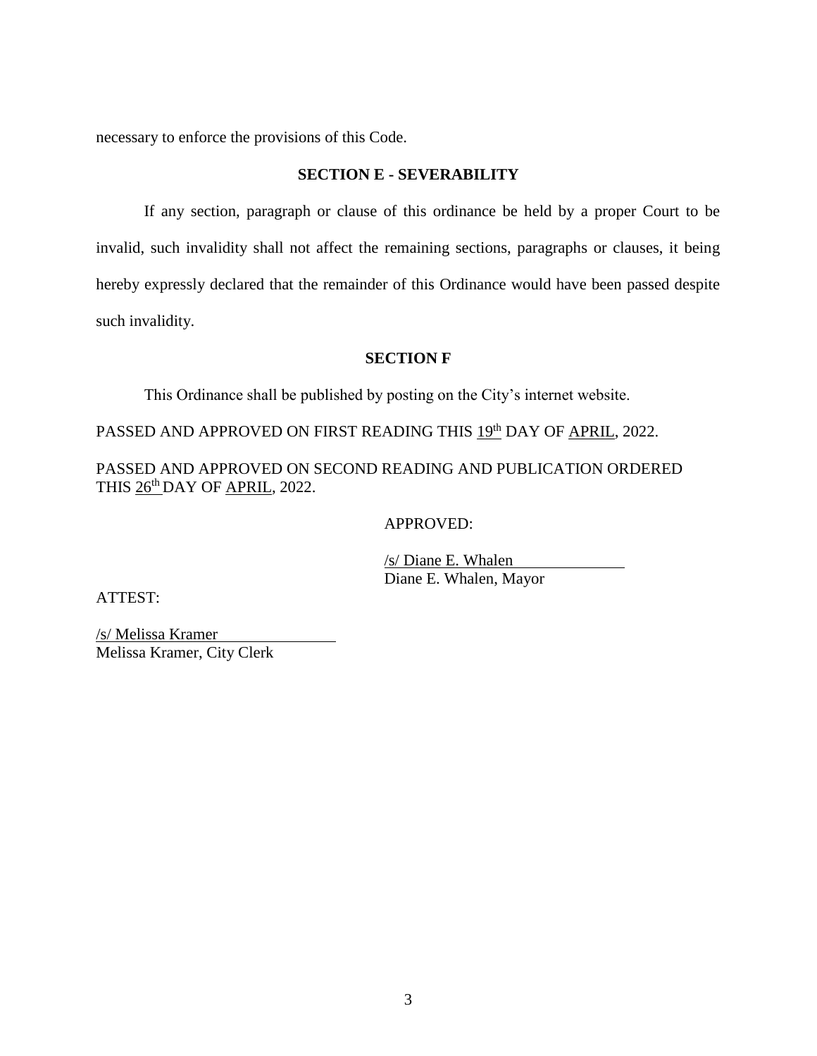necessary to enforce the provisions of this Code.

## SECTION E - SEVERABILITY

If any section, paragraph or clause of this ordinance be held by a proper Court to be invalid, such invalidity shall not affect the remaining sections, paragraphs or clauses, it being hereby expressly declared that the remainder of this Ordinance would have been passed despite such invalidity.

## SECTION F

This Ordinance shall be published by posting on the City's internet website.

PASSED AND APPROVED ON FIRST READING THIS 19th DAY OF APRIL, 2022.

PASSED AND APPROVED ON SECOND READING AND PUBLICATION ORDERED THIS 26th DAY OF APRIL, 2022.

APPROVED:

/s/ Diane E. Whalen
Diane E. Whalen, Mayor

ATTEST:

/s/ Melissa Kramer
Melissa Kramer, City Clerk